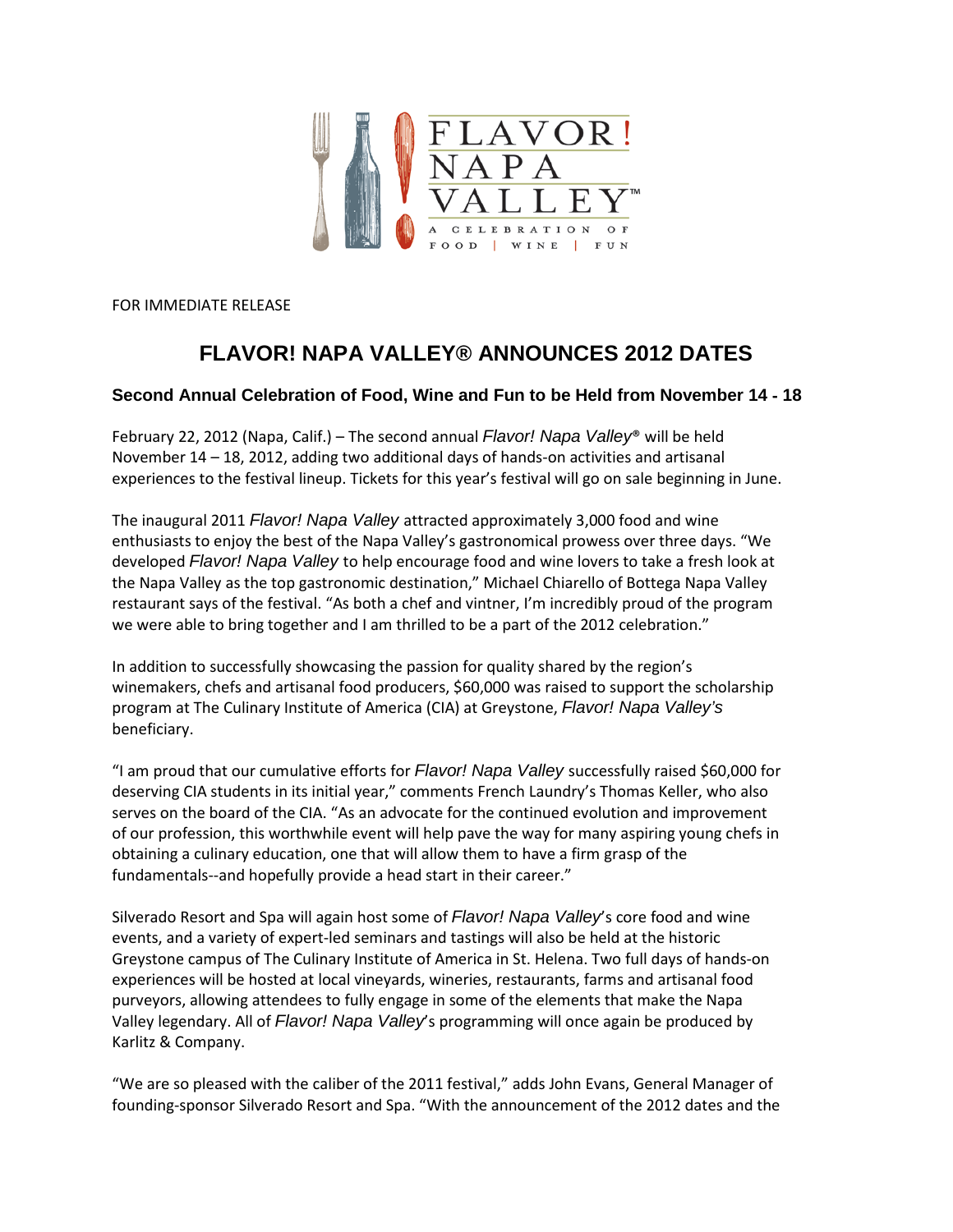FOR IMMEDIATE RELEASE

# FLAVOR! NAPA VALLEY® ANNOUNCES 2012 DATES

### Second Annual Celebration of Food, Wine and Fun to be Held from November 14 - 18

February 22, 2012 (Napa, Calif.) – The second annual *Flavor! Napa Valley®* will be held November 14 – 18, 2012, adding two additional days of hands-on activities and artisanal experiences to the festival lineup. Tickets for this year's festival will go on sale beginning in June.

The inaugural 2011 *Flavor! Napa Valley* attracted approximately 3,000 food and wine enthusiasts to enjoy the best of the Napa Valley's gastronomical prowess over three days. "We developed *Flavor! Napa Valley* to help encourage food and wine lovers to take a fresh look at the Napa Valley as the top gastronomic destination," Michael Chiarello of Bottega Napa Valley restaurant says of the festival. "As both a chef and vintner, I'm incredibly proud of the program we were able to bring together and I am thrilled to be a part of the 2012 celebration."

In addition to successfully showcasing the passion for quality shared by the region's winemakers, chefs and artisanal food producers, $60,000 was raised to support the scholarship program at The Culinary Institute of America (CIA) at Greystone, *Flavor! Napa Valley's* beneficiary.

"I am proud that our cumulative efforts for *Flavor! Napa Valley* successfully raised $60,000 for deserving CIA students in its initial year," comments French Laundry's Thomas Keller, who also serves on the board of the CIA. "As an advocate for the continued evolution and improvement of our profession, this worthwhile event will help pave the way for many aspiring young chefs in obtaining a culinary education, one that will allow them to have a firm grasp of the fundamentals--and hopefully provide a head start in their career."

Silverado Resort and Spa will again host some of *Flavor! Napa Valley*'s core food and wine events, and a variety of expert-led seminars and tastings will also be held at the historic Greystone campus of The Culinary Institute of America in St. Helena. Two full days of hands-on experiences will be hosted at local vineyards, wineries, restaurants, farms and artisanal food purveyors, allowing attendees to fully engage in some of the elements that make the Napa Valley legendary. All of *Flavor! Napa Valley*'s programming will once again be produced by Karlitz & Company.

"We are so pleased with the caliber of the 2011 festival," adds John Evans, General Manager of founding-sponsor Silverado Resort and Spa. "With the announcement of the 2012 dates and the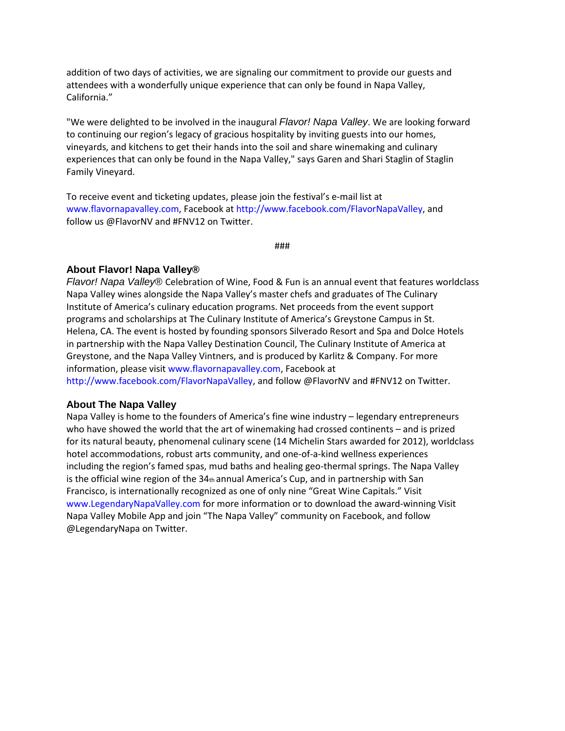addition of two days of activities, we are signaling our commitment to provide our guests and attendees with a wonderfully unique experience that can only be found in Napa Valley, California."

"We were delighted to be involved in the inaugural *Flavor! Napa Valley*. We are looking forward to continuing our region's legacy of gracious hospitality by inviting guests into our homes, vineyards, and kitchens to get their hands into the soil and share winemaking and culinary experiences that can only be found in the Napa Valley," says Garen and Shari Staglin of Staglin Family Vineyard.

To receive event and ticketing updates, please join the festival's e-mail list at www.flavornapavalley.com, Facebook at http://www.facebook.com/FlavorNapaValley, and follow us @FlavorNV and #FNV12 on Twitter.

###

## About Flavor! Napa Valley®

*Flavor! Napa Valley*® Celebration of Wine, Food & Fun is an annual event that features worldclass Napa Valley wines alongside the Napa Valley's master chefs and graduates of The Culinary Institute of America's culinary education programs. Net proceeds from the event support programs and scholarships at The Culinary Institute of America's Greystone Campus in St. Helena, CA. The event is hosted by founding sponsors Silverado Resort and Spa and Dolce Hotels in partnership with the Napa Valley Destination Council, The Culinary Institute of America at Greystone, and the Napa Valley Vintners, and is produced by Karlitz & Company. For more information, please visit www.flavornapavalley.com, Facebook at http://www.facebook.com/FlavorNapaValley, and follow @FlavorNV and #FNV12 on Twitter.

## About The Napa Valley

Napa Valley is home to the founders of America's fine wine industry – legendary entrepreneurs who have showed the world that the art of winemaking had crossed continents – and is prized for its natural beauty, phenomenal culinary scene (14 Michelin Stars awarded for 2012), worldclass hotel accommodations, robust arts community, and one-of-a-kind wellness experiences including the region's famed spas, mud baths and healing geo-thermal springs. The Napa Valley is the official wine region of the 34th annual America's Cup, and in partnership with San Francisco, is internationally recognized as one of only nine "Great Wine Capitals." Visit www.LegendaryNapaValley.com for more information or to download the award-winning Visit Napa Valley Mobile App and join "The Napa Valley" community on Facebook, and follow @LegendaryNapa on Twitter.